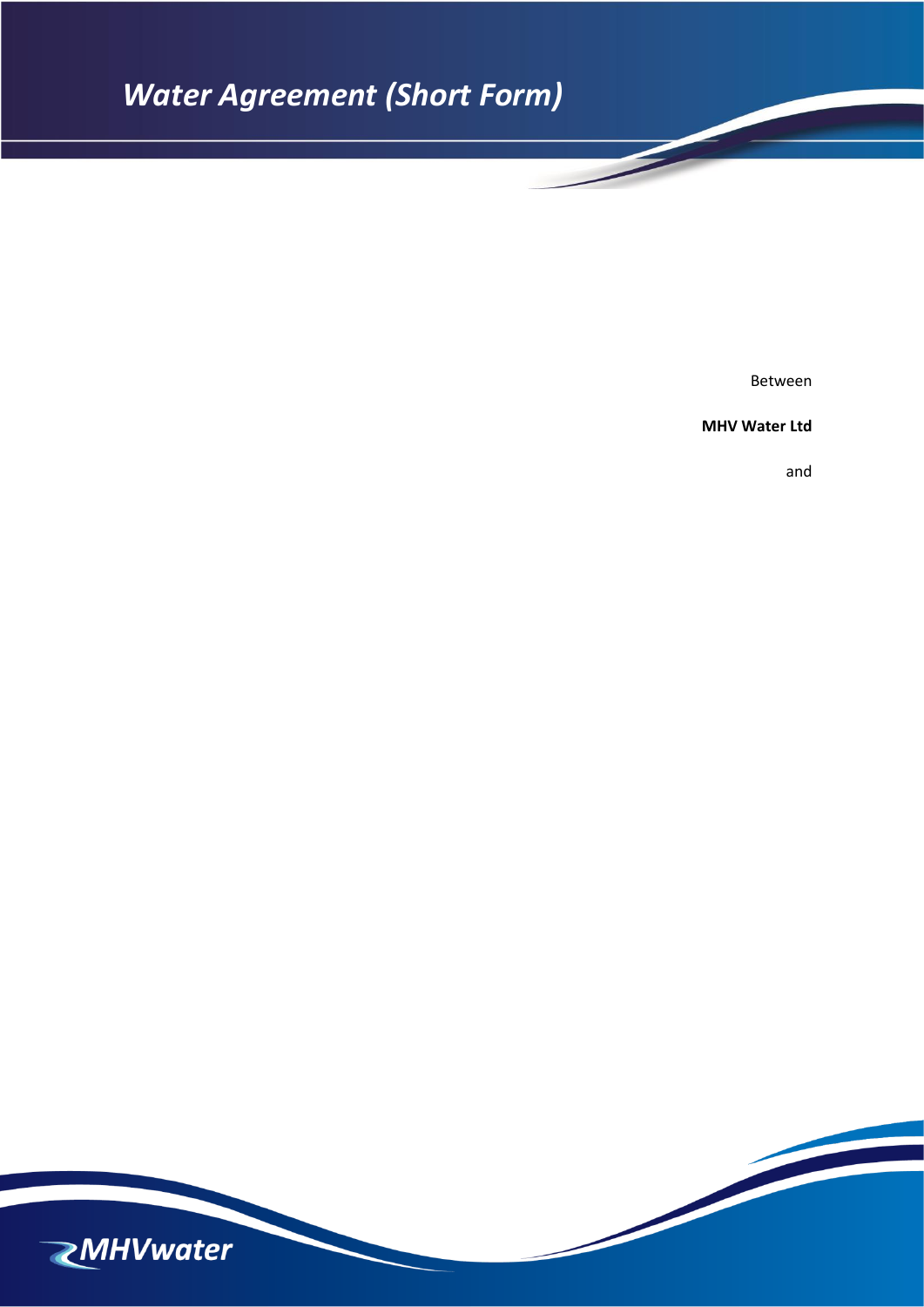# *Water Agreement (Short Form)*

Between

**MHV Water Ltd**

and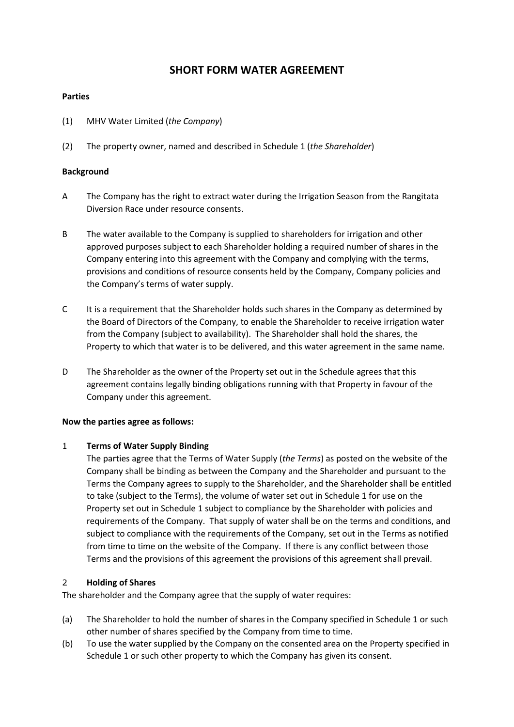# SHORT FORM WATER AGREEMENT

**Parties**

(1) MHV Water Limited (*the Company*)

(2) The property owner, named and described in Schedule 1 (*the Shareholder*)

**Background**

A The Company has the right to extract water during the Irrigation Season from the Rangitata Diversion Race under resource consents.

B The water available to the Company is supplied to shareholders for irrigation and other approved purposes subject to each Shareholder holding a required number of shares in the Company entering into this agreement with the Company and complying with the terms, provisions and conditions of resource consents held by the Company, Company policies and the Company's terms of water supply.

C It is a requirement that the Shareholder holds such shares in the Company as determined by the Board of Directors of the Company, to enable the Shareholder to receive irrigation water from the Company (subject to availability). The Shareholder shall hold the shares, the Property to which that water is to be delivered, and this water agreement in the same name.

D The Shareholder as the owner of the Property set out in the Schedule agrees that this agreement contains legally binding obligations running with that Property in favour of the Company under this agreement.

**Now the parties agree as follows:**

1 **Terms of Water Supply Binding**

The parties agree that the Terms of Water Supply (*the Terms*) as posted on the website of the Company shall be binding as between the Company and the Shareholder and pursuant to the Terms the Company agrees to supply to the Shareholder, and the Shareholder shall be entitled to take (subject to the Terms), the volume of water set out in Schedule 1 for use on the Property set out in Schedule 1 subject to compliance by the Shareholder with policies and requirements of the Company. That supply of water shall be on the terms and conditions, and subject to compliance with the requirements of the Company, set out in the Terms as notified from time to time on the website of the Company. If there is any conflict between those Terms and the provisions of this agreement the provisions of this agreement shall prevail.

2 **Holding of Shares**

The shareholder and the Company agree that the supply of water requires:

(a) The Shareholder to hold the number of shares in the Company specified in Schedule 1 or such other number of shares specified by the Company from time to time.

(b) To use the water supplied by the Company on the consented area on the Property specified in Schedule 1 or such other property to which the Company has given its consent.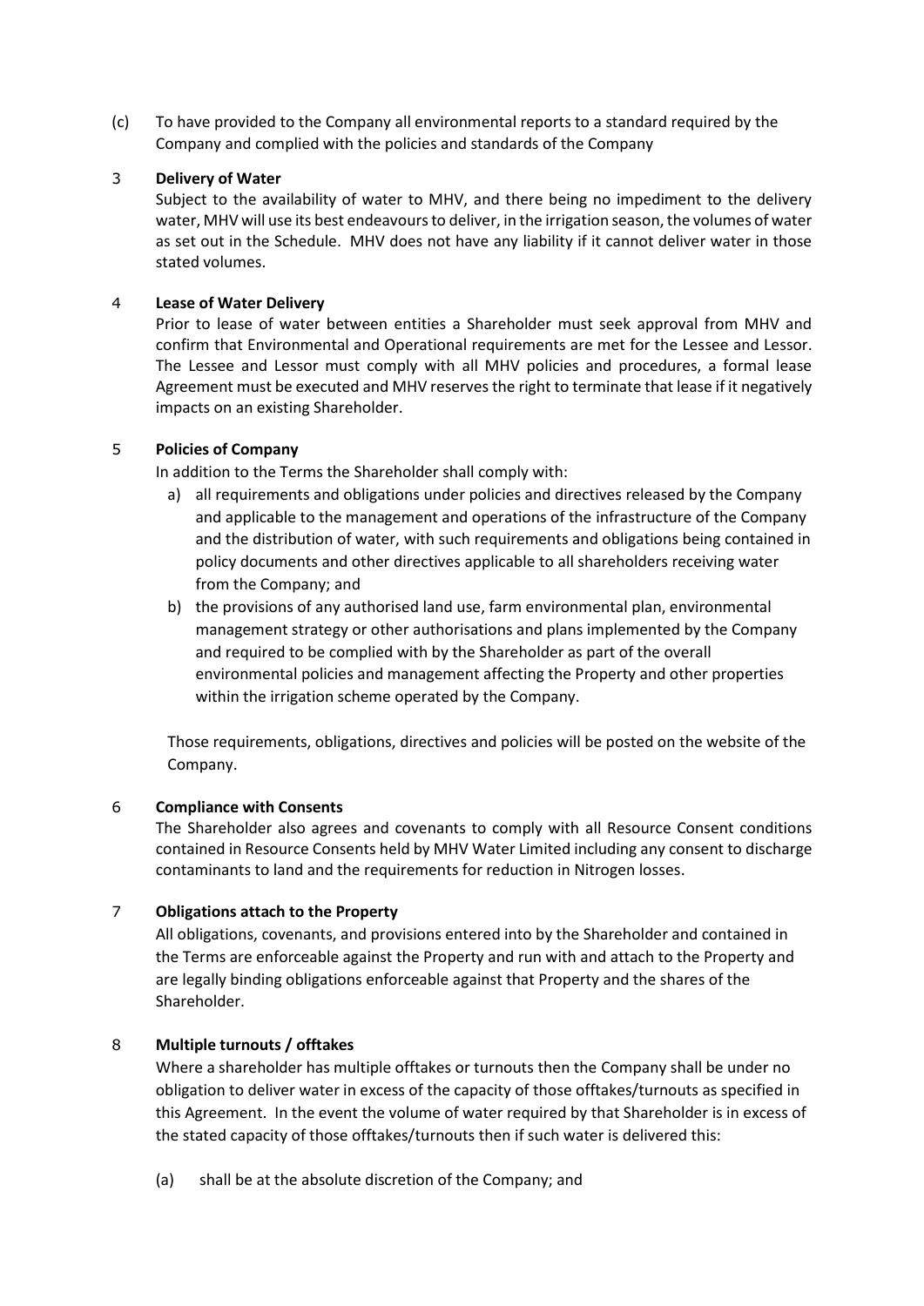(c) To have provided to the Company all environmental reports to a standard required by the Company and complied with the policies and standards of the Company

## 3 Delivery of Water

Subject to the availability of water to MHV, and there being no impediment to the delivery water, MHV will use its best endeavours to deliver, in the irrigation season, the volumes of water as set out in the Schedule. MHV does not have any liability if it cannot deliver water in those stated volumes.

## 4 Lease of Water Delivery

Prior to lease of water between entities a Shareholder must seek approval from MHV and confirm that Environmental and Operational requirements are met for the Lessee and Lessor. The Lessee and Lessor must comply with all MHV policies and procedures, a formal lease Agreement must be executed and MHV reserves the right to terminate that lease if it negatively impacts on an existing Shareholder.

## 5 Policies of Company

In addition to the Terms the Shareholder shall comply with:

a) all requirements and obligations under policies and directives released by the Company and applicable to the management and operations of the infrastructure of the Company and the distribution of water, with such requirements and obligations being contained in policy documents and other directives applicable to all shareholders receiving water from the Company; and
b) the provisions of any authorised land use, farm environmental plan, environmental management strategy or other authorisations and plans implemented by the Company and required to be complied with by the Shareholder as part of the overall environmental policies and management affecting the Property and other properties within the irrigation scheme operated by the Company.

Those requirements, obligations, directives and policies will be posted on the website of the Company.

## 6 Compliance with Consents

The Shareholder also agrees and covenants to comply with all Resource Consent conditions contained in Resource Consents held by MHV Water Limited including any consent to discharge contaminants to land and the requirements for reduction in Nitrogen losses.

## 7 Obligations attach to the Property

All obligations, covenants, and provisions entered into by the Shareholder and contained in the Terms are enforceable against the Property and run with and attach to the Property and are legally binding obligations enforceable against that Property and the shares of the Shareholder.

## 8 Multiple turnouts / offtakes

Where a shareholder has multiple offtakes or turnouts then the Company shall be under no obligation to deliver water in excess of the capacity of those offtakes/turnouts as specified in this Agreement. In the event the volume of water required by that Shareholder is in excess of the stated capacity of those offtakes/turnouts then if such water is delivered this:

(a) shall be at the absolute discretion of the Company; and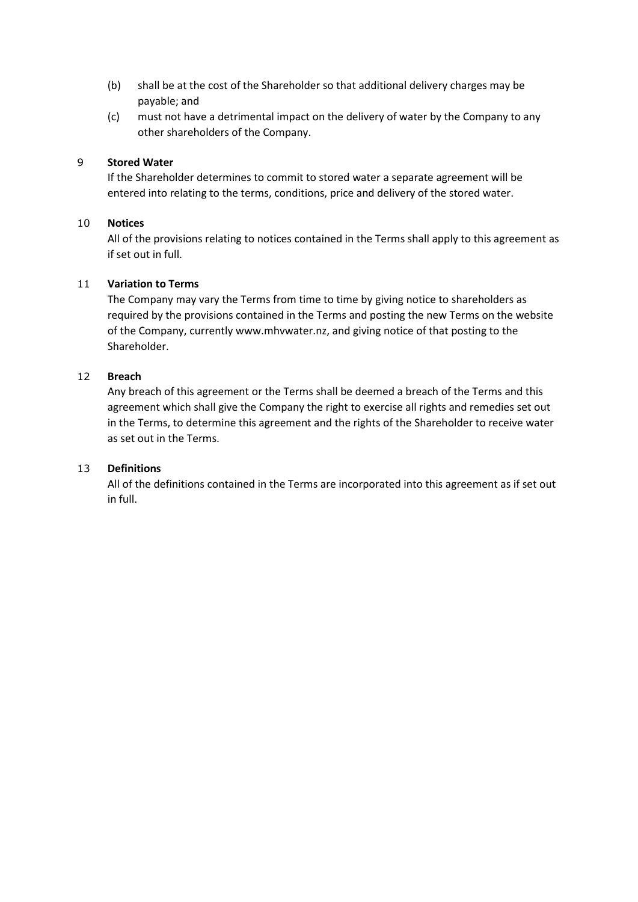(b) shall be at the cost of the Shareholder so that additional delivery charges may be payable; and

(c) must not have a detrimental impact on the delivery of water by the Company to any other shareholders of the Company.

## 9 Stored Water

If the Shareholder determines to commit to stored water a separate agreement will be entered into relating to the terms, conditions, price and delivery of the stored water.

## 10 Notices

All of the provisions relating to notices contained in the Terms shall apply to this agreement as if set out in full.

## 11 Variation to Terms

The Company may vary the Terms from time to time by giving notice to shareholders as required by the provisions contained in the Terms and posting the new Terms on the website of the Company, currently www.mhvwater.nz, and giving notice of that posting to the Shareholder.

## 12 Breach

Any breach of this agreement or the Terms shall be deemed a breach of the Terms and this agreement which shall give the Company the right to exercise all rights and remedies set out in the Terms, to determine this agreement and the rights of the Shareholder to receive water as set out in the Terms.

## 13 Definitions

All of the definitions contained in the Terms are incorporated into this agreement as if set out in full.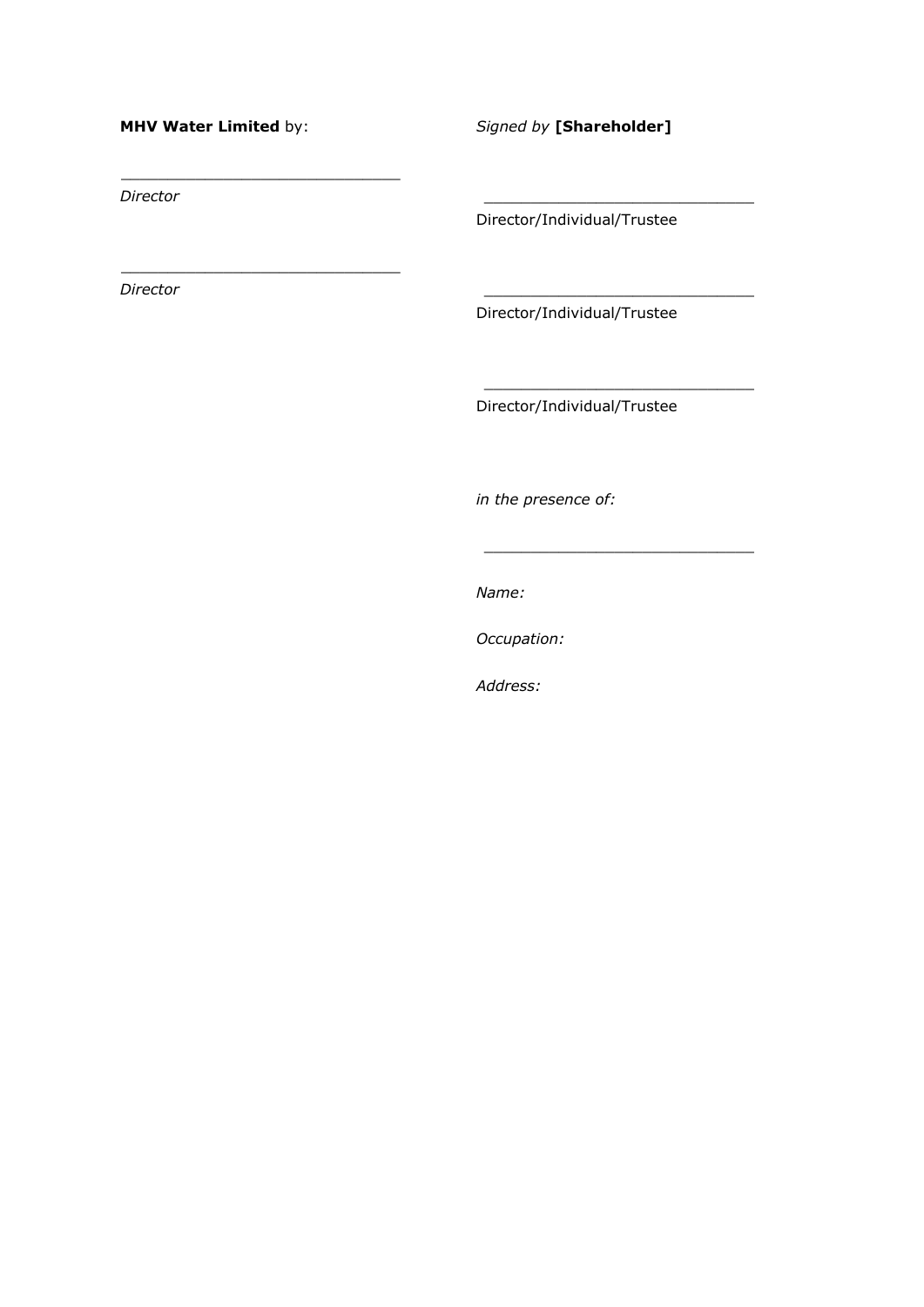**MHV Water Limited** by:

\_\_\_\_\_\_\_\_\_\_\_\_\_\_\_\_\_\_\_\_\_\_\_\_\_\_\_\_\_\_

*Director*

\_\_\_\_\_\_\_\_\_\_\_\_\_\_\_\_\_\_\_\_\_\_\_\_\_\_\_\_\_\_

*Director*

*Signed by* **[Shareholder]**

\_\_\_\_\_\_\_\_\_\_\_\_\_\_\_\_\_\_\_\_\_\_\_\_\_\_\_\_\_\_

Director/Individual/Trustee

\_\_\_\_\_\_\_\_\_\_\_\_\_\_\_\_\_\_\_\_\_\_\_\_\_\_\_\_\_\_

Director/Individual/Trustee

\_\_\_\_\_\_\_\_\_\_\_\_\_\_\_\_\_\_\_\_\_\_\_\_\_\_\_\_\_\_

Director/Individual/Trustee

*in the presence of:*

\_\_\_\_\_\_\_\_\_\_\_\_\_\_\_\_\_\_\_\_\_\_\_\_\_\_\_\_\_\_

*Name:*

*Occupation:*

*Address:*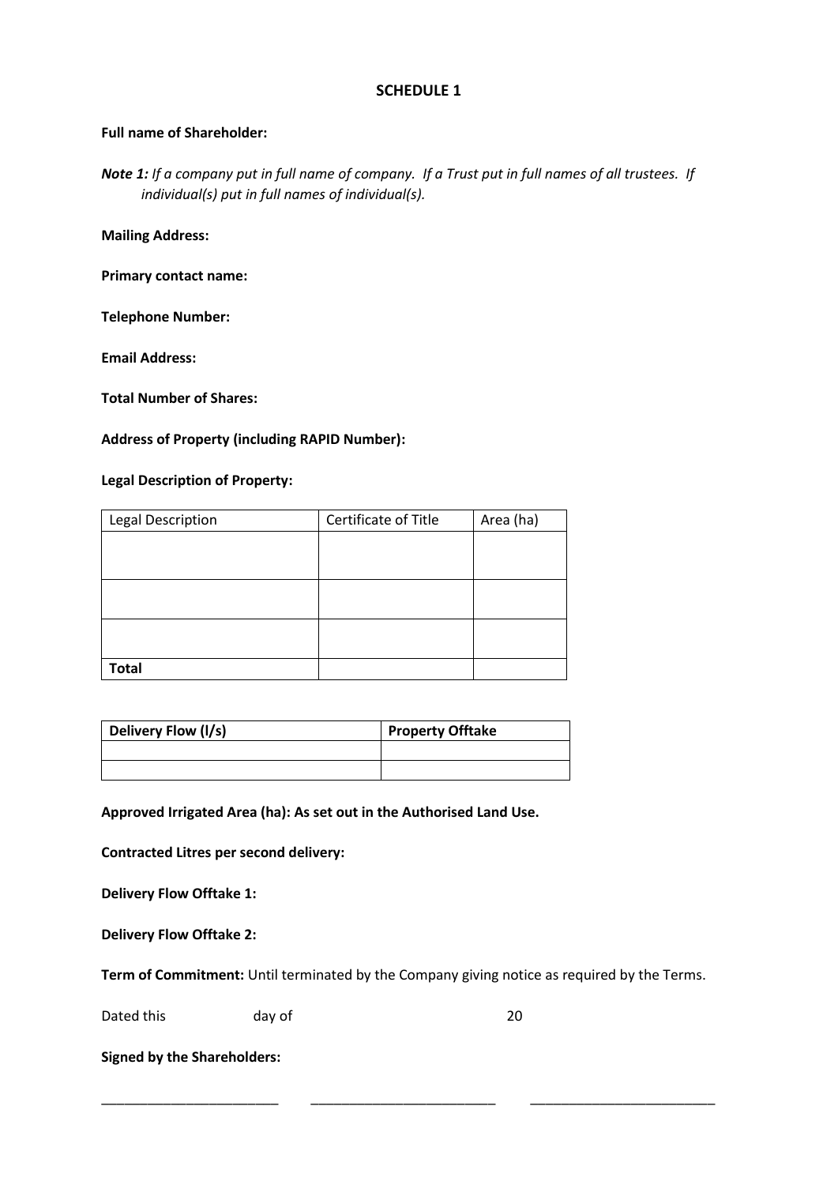## SCHEDULE 1

**Full name of Shareholder:**

***Note 1:*** *If a company put in full name of company. If a Trust put in full names of all trustees. If individual(s) put in full names of individual(s).*

**Mailing Address:**

**Primary contact name:**

**Telephone Number:**

**Email Address:**

**Total Number of Shares:**

**Address of Property (including RAPID Number):**

**Legal Description of Property:**

| Legal Description | Certificate of Title | Area (ha) |
|---|---|---|
| | | |
| | | |
| | | |
| **Total** | | |

| **Delivery Flow (l/s)** | **Property Offtake** |
|---|---|
| | |
| | |

**Approved Irrigated Area (ha): As set out in the Authorised Land Use.**

**Contracted Litres per second delivery:**

**Delivery Flow Offtake 1:**

**Delivery Flow Offtake 2:**

**Term of Commitment:** Until terminated by the Company giving notice as required by the Terms.

Dated this day of 20

**Signed by the Shareholders:**

________________________ ________________________ ________________________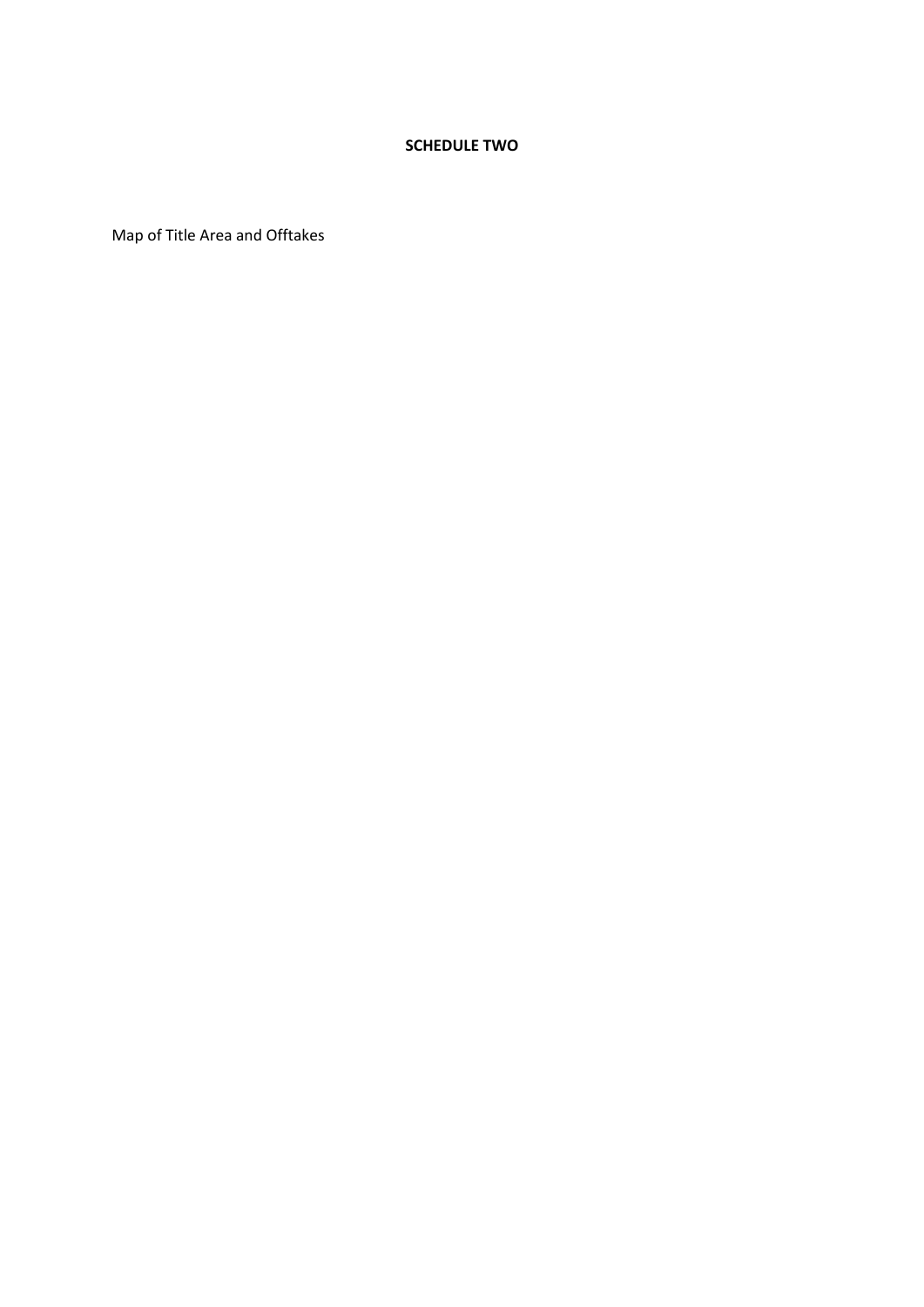**SCHEDULE TWO**

Map of Title Area and Offtakes